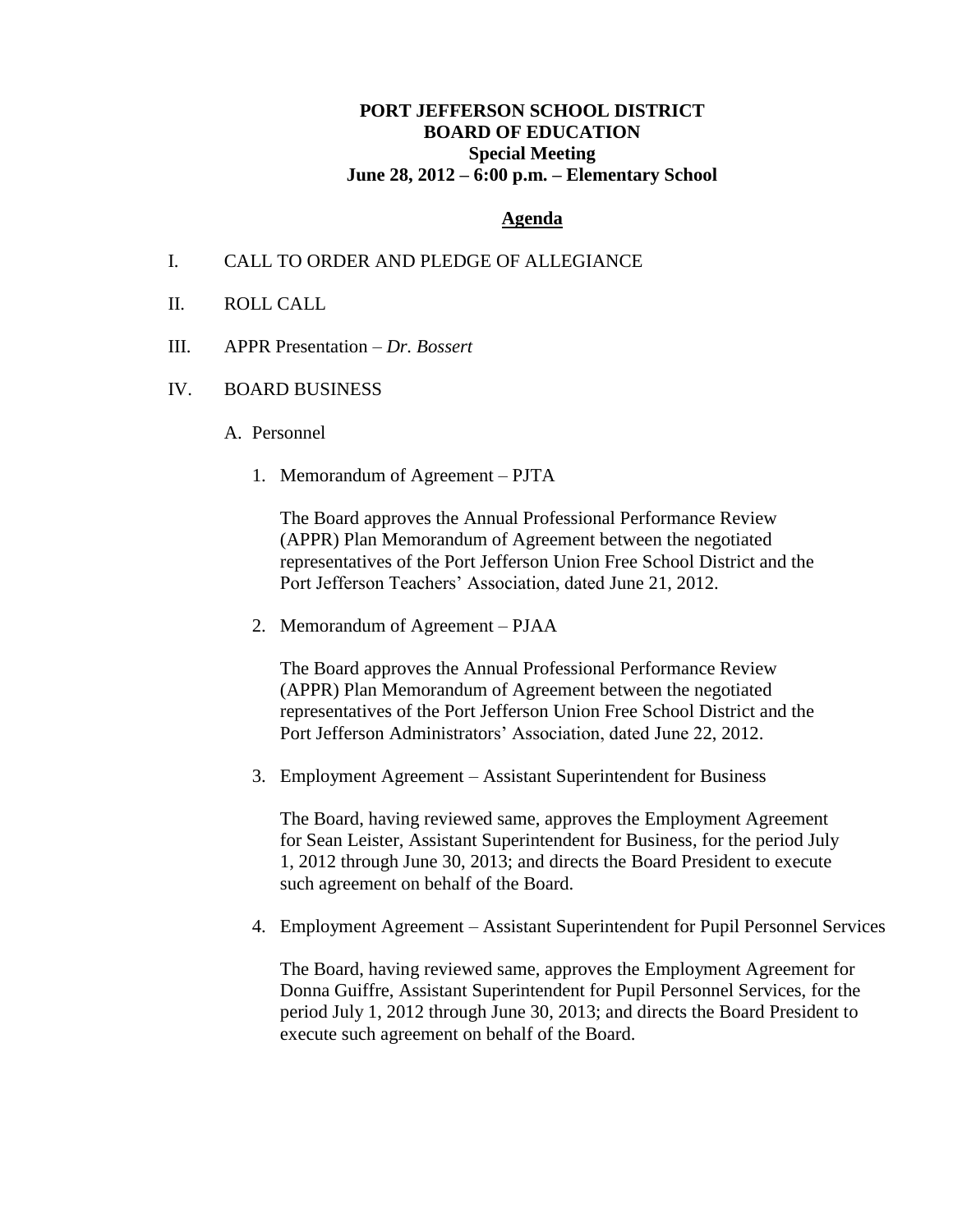**PORT JEFFERSON SCHOOL DISTRICT**
**BOARD OF EDUCATION**
**Special Meeting**
**June 28, 2012 – 6:00 p.m. – Elementary School**

**Agenda**

I. CALL TO ORDER AND PLEDGE OF ALLEGIANCE

II. ROLL CALL

III. APPR Presentation – *Dr. Bossert*

IV. BOARD BUSINESS

A. Personnel

1. Memorandum of Agreement – PJTA

   The Board approves the Annual Professional Performance Review (APPR) Plan Memorandum of Agreement between the negotiated representatives of the Port Jefferson Union Free School District and the Port Jefferson Teachers' Association, dated June 21, 2012.

2. Memorandum of Agreement – PJAA

   The Board approves the Annual Professional Performance Review (APPR) Plan Memorandum of Agreement between the negotiated representatives of the Port Jefferson Union Free School District and the Port Jefferson Administrators' Association, dated June 22, 2012.

3. Employment Agreement – Assistant Superintendent for Business

   The Board, having reviewed same, approves the Employment Agreement for Sean Leister, Assistant Superintendent for Business, for the period July 1, 2012 through June 30, 2013; and directs the Board President to execute such agreement on behalf of the Board.

4. Employment Agreement – Assistant Superintendent for Pupil Personnel Services

   The Board, having reviewed same, approves the Employment Agreement for Donna Guiffre, Assistant Superintendent for Pupil Personnel Services, for the period July 1, 2012 through June 30, 2013; and directs the Board President to execute such agreement on behalf of the Board.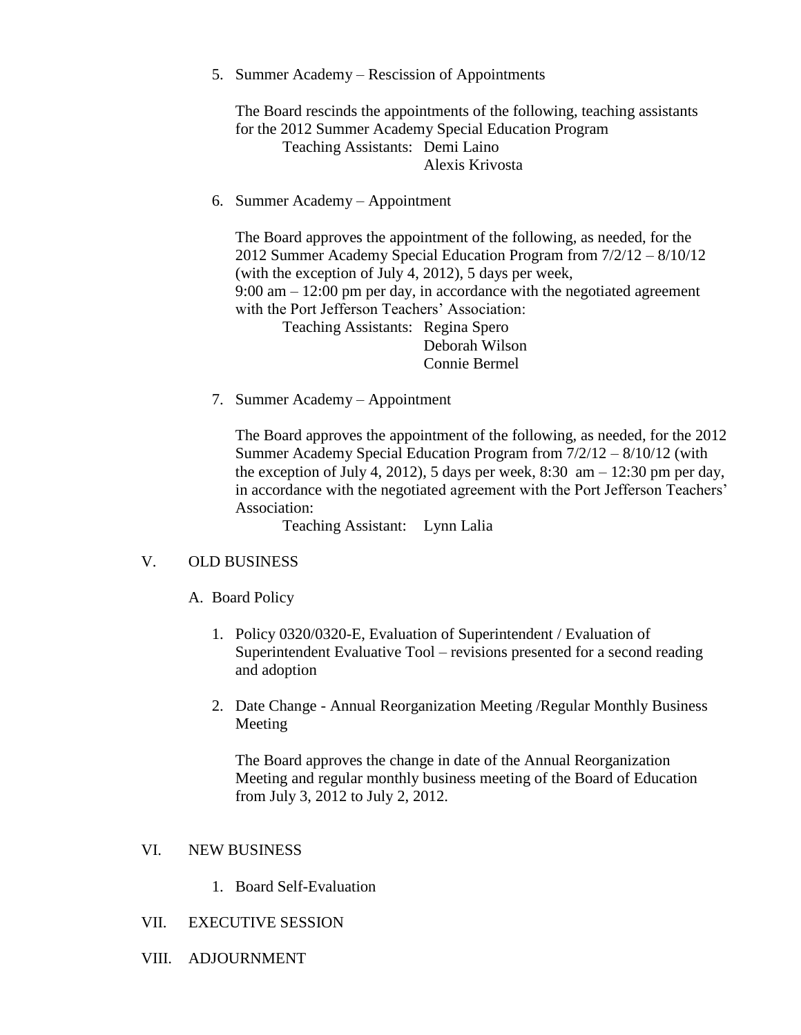5. Summer Academy – Rescission of Appointments

   The Board rescinds the appointments of the following, teaching assistants for the 2012 Summer Academy Special Education Program

   Teaching Assistants: Demi Laino
   Alexis Krivosta

6. Summer Academy – Appointment

   The Board approves the appointment of the following, as needed, for the 2012 Summer Academy Special Education Program from 7/2/12 – 8/10/12 (with the exception of July 4, 2012), 5 days per week, 9:00 am – 12:00 pm per day, in accordance with the negotiated agreement with the Port Jefferson Teachers' Association:

   Teaching Assistants: Regina Spero
   Deborah Wilson
   Connie Bermel

7. Summer Academy – Appointment

   The Board approves the appointment of the following, as needed, for the 2012 Summer Academy Special Education Program from 7/2/12 – 8/10/12 (with the exception of July 4, 2012), 5 days per week, 8:30 am – 12:30 pm per day, in accordance with the negotiated agreement with the Port Jefferson Teachers' Association:

   Teaching Assistant: Lynn Lalia

## V. OLD BUSINESS

### A. Board Policy

1. Policy 0320/0320-E, Evaluation of Superintendent / Evaluation of Superintendent Evaluative Tool – revisions presented for a second reading and adoption

2. Date Change - Annual Reorganization Meeting /Regular Monthly Business Meeting

   The Board approves the change in date of the Annual Reorganization Meeting and regular monthly business meeting of the Board of Education from July 3, 2012 to July 2, 2012.

## VI. NEW BUSINESS

1. Board Self-Evaluation

## VII. EXECUTIVE SESSION

## VIII. ADJOURNMENT